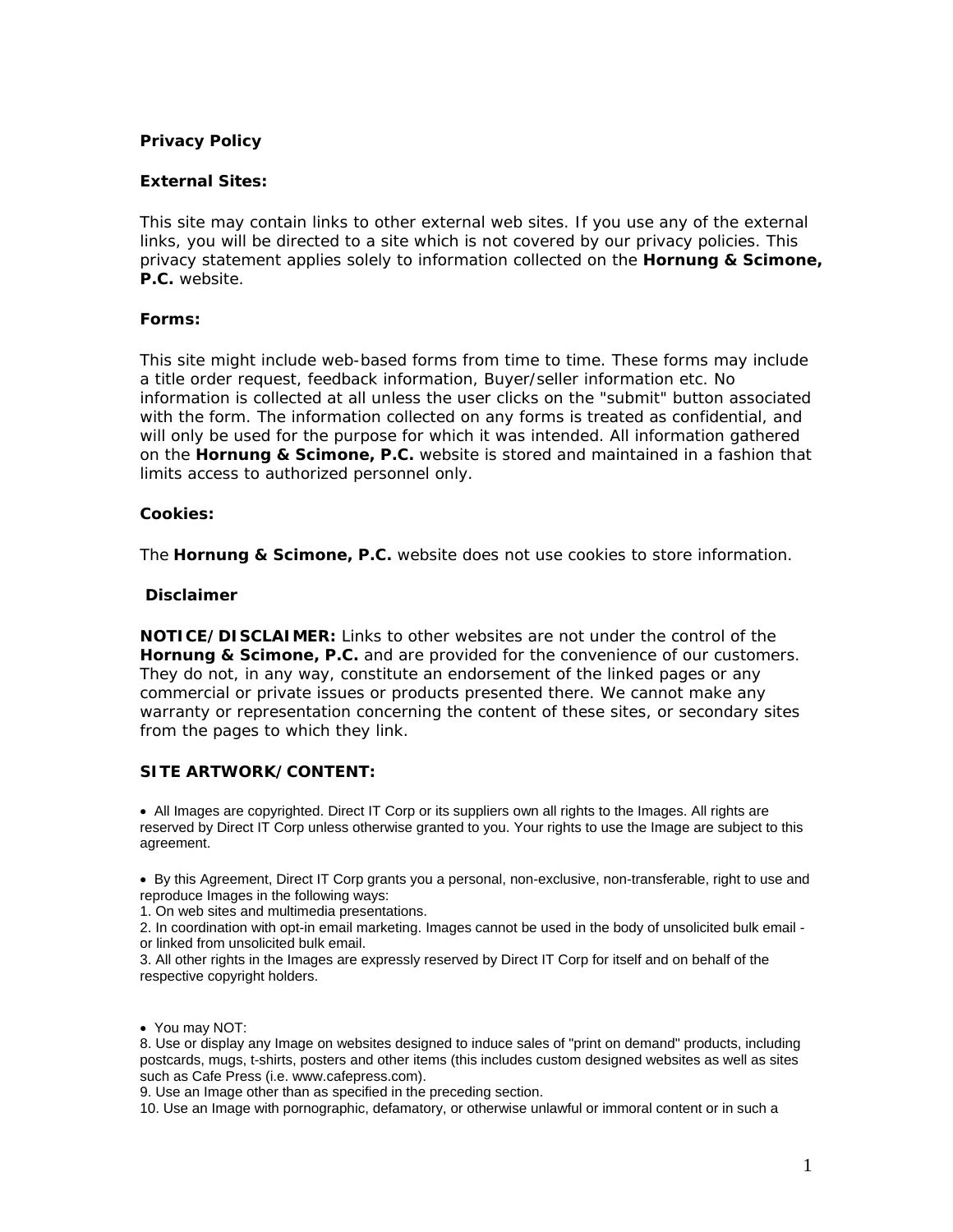**Privacy Policy**

**External Sites:**

This site may contain links to other external web sites. If you use any of the external links, you will be directed to a site which is not covered by our privacy policies. This privacy statement applies solely to information collected on the **Hornung & Scimone, P.C.** website.

**Forms:**

This site might include web-based forms from time to time. These forms may include a title order request, feedback information, Buyer/seller information etc. No information is collected at all unless the user clicks on the "submit" button associated with the form. The information collected on any forms is treated as confidential, and will only be used for the purpose for which it was intended. All information gathered on the **Hornung & Scimone, P.C.** website is stored and maintained in a fashion that limits access to authorized personnel only.

**Cookies:**

The **Hornung & Scimone, P.C.** website does not use cookies to store information.

**Disclaimer**

**NOTICE/DISCLAIMER:** Links to other websites are not under the control of the **Hornung & Scimone, P.C.** and are provided for the convenience of our customers. They do not, in any way, constitute an endorsement of the linked pages or any commercial or private issues or products presented there. We cannot make any warranty or representation concerning the content of these sites, or secondary sites from the pages to which they link.

**SITE ARTWORK/CONTENT:**

- All Images are copyrighted. Direct IT Corp or its suppliers own all rights to the Images. All rights are reserved by Direct IT Corp unless otherwise granted to you. Your rights to use the Image are subject to this agreement.

- By this Agreement, Direct IT Corp grants you a personal, non-exclusive, non-transferable, right to use and reproduce Images in the following ways:

1. On web sites and multimedia presentations.
2. In coordination with opt-in email marketing. Images cannot be used in the body of unsolicited bulk email - or linked from unsolicited bulk email.
3. All other rights in the Images are expressly reserved by Direct IT Corp for itself and on behalf of the respective copyright holders.

- You may NOT:

8. Use or display any Image on websites designed to induce sales of "print on demand" products, including postcards, mugs, t-shirts, posters and other items (this includes custom designed websites as well as sites such as Cafe Press (i.e. www.cafepress.com).
9. Use an Image other than as specified in the preceding section.
10. Use an Image with pornographic, defamatory, or otherwise unlawful or immoral content or in such a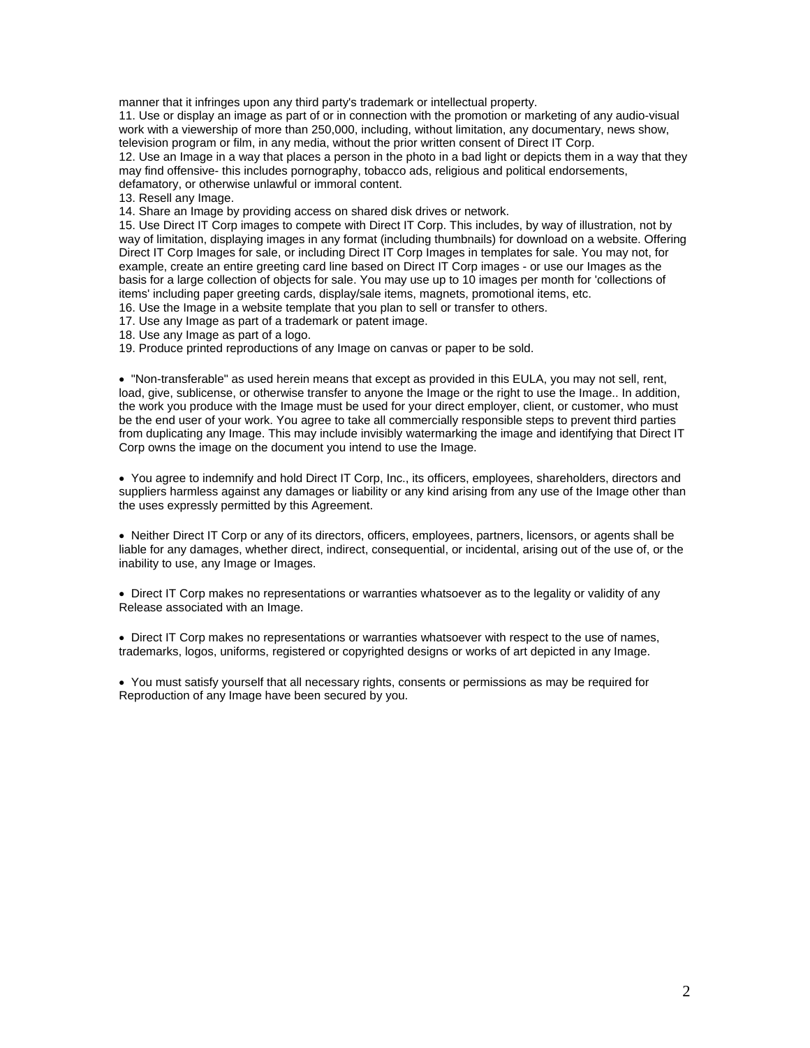manner that it infringes upon any third party's trademark or intellectual property.

11. Use or display an image as part of or in connection with the promotion or marketing of any audio-visual work with a viewership of more than 250,000, including, without limitation, any documentary, news show, television program or film, in any media, without the prior written consent of Direct IT Corp.

12. Use an Image in a way that places a person in the photo in a bad light or depicts them in a way that they may find offensive- this includes pornography, tobacco ads, religious and political endorsements, defamatory, or otherwise unlawful or immoral content.

13. Resell any Image.

14. Share an Image by providing access on shared disk drives or network.

15. Use Direct IT Corp images to compete with Direct IT Corp. This includes, by way of illustration, not by way of limitation, displaying images in any format (including thumbnails) for download on a website. Offering Direct IT Corp Images for sale, or including Direct IT Corp Images in templates for sale. You may not, for example, create an entire greeting card line based on Direct IT Corp images - or use our Images as the basis for a large collection of objects for sale. You may use up to 10 images per month for 'collections of items' including paper greeting cards, display/sale items, magnets, promotional items, etc.

16. Use the Image in a website template that you plan to sell or transfer to others.

17. Use any Image as part of a trademark or patent image.

18. Use any Image as part of a logo.

19. Produce printed reproductions of any Image on canvas or paper to be sold.

- "Non-transferable" as used herein means that except as provided in this EULA, you may not sell, rent, load, give, sublicense, or otherwise transfer to anyone the Image or the right to use the Image.. In addition, the work you produce with the Image must be used for your direct employer, client, or customer, who must be the end user of your work. You agree to take all commercially responsible steps to prevent third parties from duplicating any Image. This may include invisibly watermarking the image and identifying that Direct IT Corp owns the image on the document you intend to use the Image.

- You agree to indemnify and hold Direct IT Corp, Inc., its officers, employees, shareholders, directors and suppliers harmless against any damages or liability or any kind arising from any use of the Image other than the uses expressly permitted by this Agreement.

- Neither Direct IT Corp or any of its directors, officers, employees, partners, licensors, or agents shall be liable for any damages, whether direct, indirect, consequential, or incidental, arising out of the use of, or the inability to use, any Image or Images.

- Direct IT Corp makes no representations or warranties whatsoever as to the legality or validity of any Release associated with an Image.

- Direct IT Corp makes no representations or warranties whatsoever with respect to the use of names, trademarks, logos, uniforms, registered or copyrighted designs or works of art depicted in any Image.

- You must satisfy yourself that all necessary rights, consents or permissions as may be required for Reproduction of any Image have been secured by you.